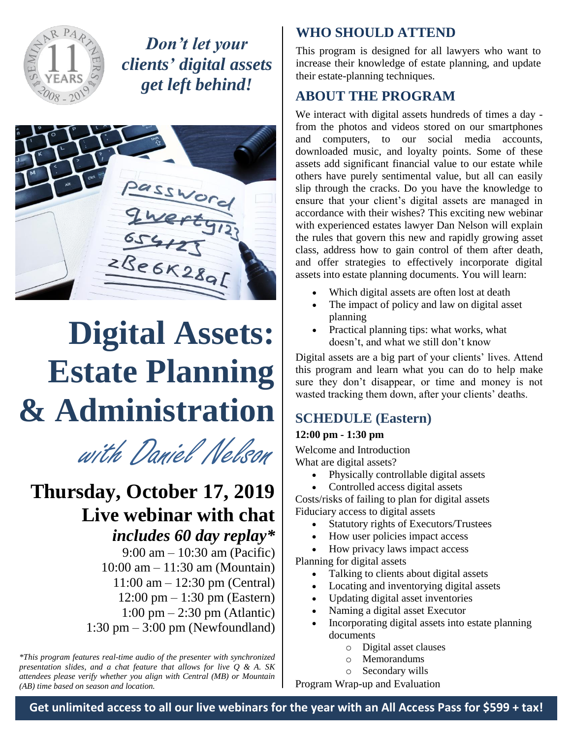*Don't let your clients' digital assets get left behind!*

# Digital Assets: Estate Planning & Administration

*with Daniel Nelson*

## Thursday, October 17, 2019

### Live webinar with chat

***includes 60 day replay****

9:00 am – 10:30 am (Pacific)
10:00 am – 11:30 am (Mountain)
11:00 am – 12:30 pm (Central)
12:00 pm – 1:30 pm (Eastern)
1:00 pm – 2:30 pm (Atlantic)
1:30 pm – 3:00 pm (Newfoundland)

*\*This program features real-time audio of the presenter with synchronized presentation slides, and a chat feature that allows for live Q & A. SK attendees please verify whether you align with Central (MB) or Mountain (AB) time based on season and location.*

## WHO SHOULD ATTEND

This program is designed for all lawyers who want to increase their knowledge of estate planning, and update their estate-planning techniques.

## ABOUT THE PROGRAM

We interact with digital assets hundreds of times a day - from the photos and videos stored on our smartphones and computers, to our social media accounts, downloaded music, and loyalty points. Some of these assets add significant financial value to our estate while others have purely sentimental value, but all can easily slip through the cracks. Do you have the knowledge to ensure that your client's digital assets are managed in accordance with their wishes? This exciting new webinar with experienced estates lawyer Dan Nelson will explain the rules that govern this new and rapidly growing asset class, address how to gain control of them after death, and offer strategies to effectively incorporate digital assets into estate planning documents. You will learn:

- Which digital assets are often lost at death
- The impact of policy and law on digital asset planning
- Practical planning tips: what works, what doesn't, and what we still don't know

Digital assets are a big part of your clients' lives. Attend this program and learn what you can do to help make sure they don't disappear, or time and money is not wasted tracking them down, after your clients' deaths.

## SCHEDULE (Eastern)

**12:00 pm - 1:30 pm**

Welcome and Introduction

What are digital assets?

- Physically controllable digital assets
- Controlled access digital assets

Costs/risks of failing to plan for digital assets

Fiduciary access to digital assets

- Statutory rights of Executors/Trustees
- How user policies impact access
- How privacy laws impact access

Planning for digital assets

- Talking to clients about digital assets
- Locating and inventorying digital assets
- Updating digital asset inventories
- Naming a digital asset Executor
- Incorporating digital assets into estate planning documents
    - Digital asset clauses
    - Memorandums
    - Secondary wills

Program Wrap-up and Evaluation

**Get unlimited access to all our live webinars for the year with an All Access Pass for $599 + tax!**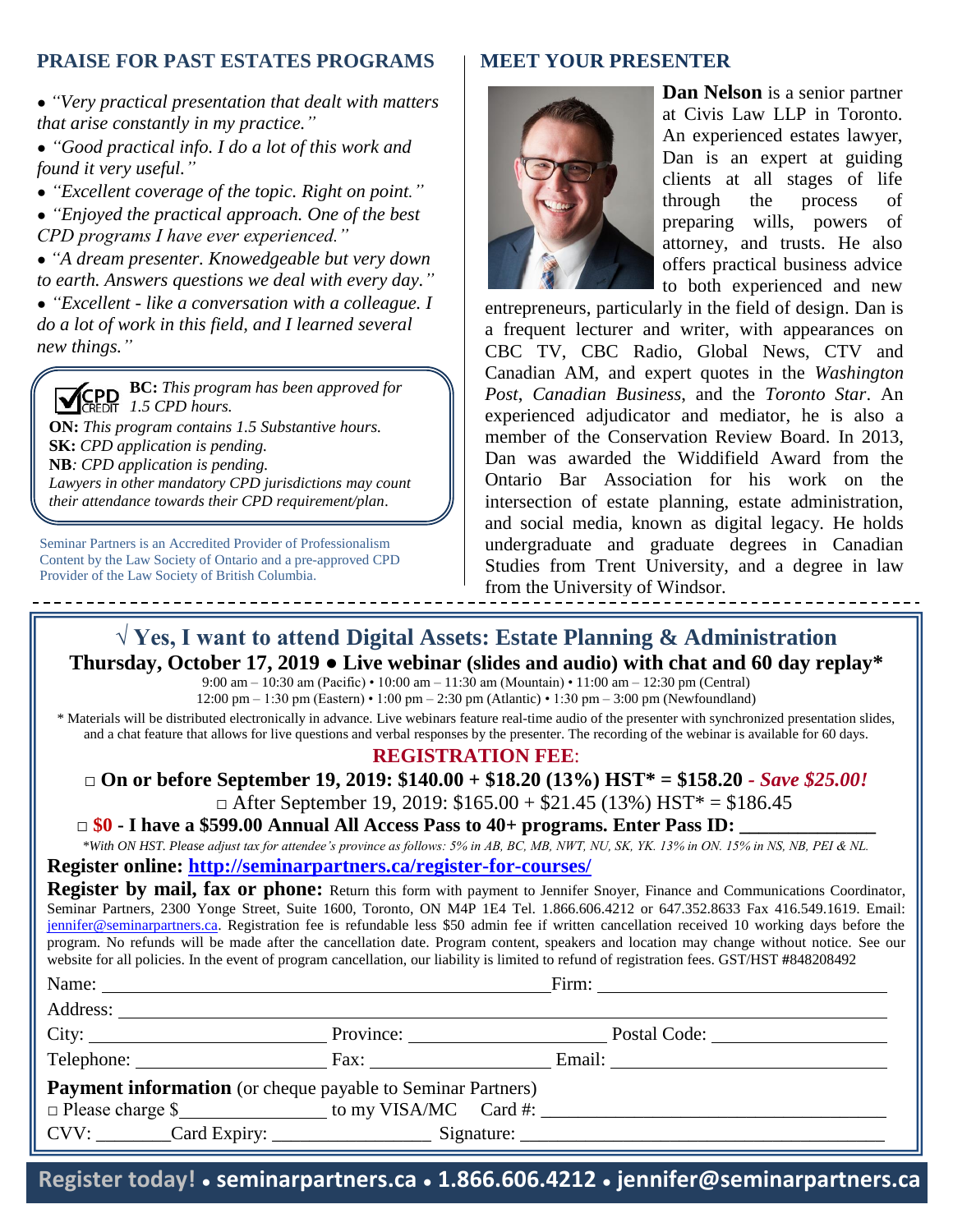## PRAISE FOR PAST ESTATES PROGRAMS

- *"Very practical presentation that dealt with matters that arise constantly in my practice."*
- *"Good practical info. I do a lot of this work and found it very useful."*
- *"Excellent coverage of the topic. Right on point."*
- *"Enjoyed the practical approach. One of the best CPD programs I have ever experienced."*
- *"A dream presenter. Knowedgeable but very down to earth. Answers questions we deal with every day."*
- *"Excellent - like a conversation with a colleague. I do a lot of work in this field, and I learned several new things."*

CPD CREDIT **BC:** *This program has been approved for 1.5 CPD hours.*
**ON:** *This program contains 1.5 Substantive hours.*
**SK:** *CPD application is pending.*
**NB**: *CPD application is pending.*
*Lawyers in other mandatory CPD jurisdictions may count their attendance towards their CPD requirement/plan.*

Seminar Partners is an Accredited Provider of Professionalism Content by the Law Society of Ontario and a pre-approved CPD Provider of the Law Society of British Columbia.

## MEET YOUR PRESENTER

**Dan Nelson** is a senior partner at Civis Law LLP in Toronto. An experienced estates lawyer, Dan is an expert at guiding clients at all stages of life through the process of preparing wills, powers of attorney, and trusts. He also offers practical business advice to both experienced and new entrepreneurs, particularly in the field of design. Dan is a frequent lecturer and writer, with appearances on CBC TV, CBC Radio, Global News, CTV and Canadian AM, and expert quotes in the *Washington Post*, *Canadian Business*, and the *Toronto Star*. An experienced adjudicator and mediator, he is also a member of the Conservation Review Board. In 2013, Dan was awarded the Widdifield Award from the Ontario Bar Association for his work on the intersection of estate planning, estate administration, and social media, known as digital legacy. He holds undergraduate and graduate degrees in Canadian Studies from Trent University, and a degree in law from the University of Windsor.

---

## √ Yes, I want to attend Digital Assets: Estate Planning & Administration

**Thursday, October 17, 2019 ● Live webinar (slides and audio) with chat and 60 day replay\***

9:00 am – 10:30 am (Pacific) • 10:00 am – 11:30 am (Mountain) • 11:00 am – 12:30 pm (Central)
12:00 pm – 1:30 pm (Eastern) • 1:00 pm – 2:30 pm (Atlantic) • 1:30 pm – 3:00 pm (Newfoundland)

\* Materials will be distributed electronically in advance. Live webinars feature real-time audio of the presenter with synchronized presentation slides, and a chat feature that allows for live questions and verbal responses by the presenter. The recording of the webinar is available for 60 days.

### REGISTRATION FEE:

□ **On or before September 19, 2019: $140.00 + $18.20 (13%) HST\* = $158.20** ***- Save $25.00!***

□ After September 19, 2019: $165.00 + $21.45 (13%) HST\* = $186.45

□ **$0 - I have a $599.00 Annual All Access Pass to 40+ programs. Enter Pass ID: \_\_\_\_\_\_\_\_\_\_\_\_\_**

*\*With ON HST. Please adjust tax for attendee's province as follows: 5% in AB, BC, MB, NWT, NU, SK, YK. 13% in ON. 15% in NS, NB, PEI & NL.*

**Register online: http://seminarpartners.ca/register-for-courses/**

**Register by mail, fax or phone:** Return this form with payment to Jennifer Snoyer, Finance and Communications Coordinator, Seminar Partners, 2300 Yonge Street, Suite 1600, Toronto, ON M4P 1E4 Tel. 1.866.606.4212 or 647.352.8633 Fax 416.549.1619. Email: jennifer@seminarpartners.ca. Registration fee is refundable less $50 admin fee if written cancellation received 10 working days before the program. No refunds will be made after the cancellation date. Program content, speakers and location may change without notice. See our website for all policies. In the event of program cancellation, our liability is limited to refund of registration fees. GST/HST #848208492

Name: \_\_\_\_\_\_\_\_\_\_\_\_\_\_\_\_\_\_\_\_ Firm: \_\_\_\_\_\_\_\_\_\_\_\_\_\_\_\_\_\_\_\_

Address: \_\_\_\_\_\_\_\_\_\_\_\_\_\_\_\_\_\_\_\_

City: \_\_\_\_\_\_\_\_\_\_\_\_ Province: \_\_\_\_\_\_\_\_\_\_\_\_ Postal Code: \_\_\_\_\_\_\_\_\_\_\_\_

Telephone: \_\_\_\_\_\_\_\_\_\_\_\_ Fax: \_\_\_\_\_\_\_\_\_\_\_\_ Email: \_\_\_\_\_\_\_\_\_\_\_\_

**Payment information** (or cheque payable to Seminar Partners)

□ Please charge $\_\_\_\_\_\_\_\_\_\_\_\_ to my VISA/MC Card #: \_\_\_\_\_\_\_\_\_\_\_\_

CVV: \_\_\_\_\_\_\_\_ Card Expiry: \_\_\_\_\_\_\_\_\_\_\_\_ Signature: \_\_\_\_\_\_\_\_\_\_\_\_

**Register today! • seminarpartners.ca • 1.866.606.4212 • jennifer@seminarpartners.ca**